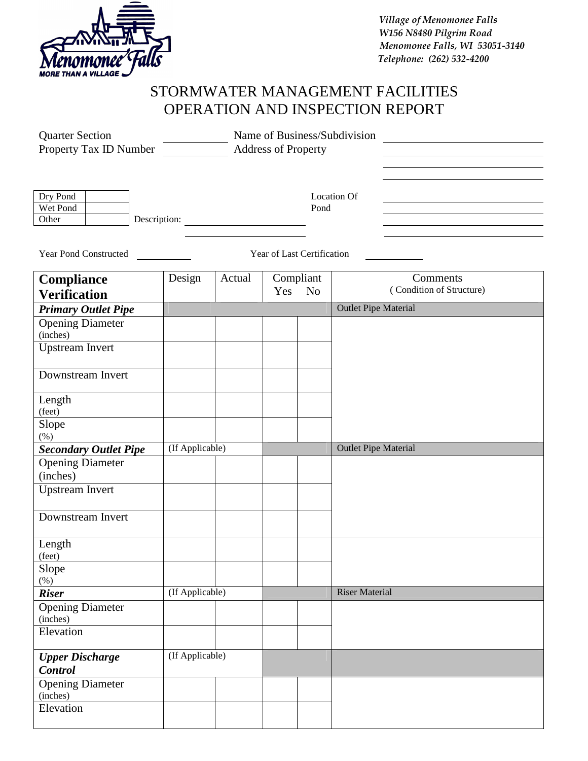*Village of Menomonee Falls*
*W156 N8480 Pilgrim Road*
*Menomonee Falls, WI 53051-3140*
*Telephone: (262) 532-4200*

# STORMWATER MANAGEMENT FACILITIES OPERATION AND INSPECTION REPORT

Quarter Section ____________ Name of Business/Subdivision ____________________

Property Tax ID Number ____________ Address of Property ____________________

____________________

____________________

| Dry Pond | |
|---|---|
| Wet Pond | |
| Other | |

Description: ____________________

____________________

Location Of Pond ____________________

____________________

____________________

____________________

Year Pond Constructed ____________ Year of Last Certification ____________

| Compliance Verification | Design | Actual | Compliant Yes | No | Comments (Condition of Structure) |
|---|---|---|---|---|---|
| ***Primary Outlet Pipe*** | | | | | Outlet Pipe Material |
| Opening Diameter (inches) | | | | | |
| Upstream Invert | | | | | |
| Downstream Invert | | | | | |
| Length (feet) | | | | | |
| Slope (%) | | | | | |
| ***Secondary Outlet Pipe*** | (If Applicable) | | | | Outlet Pipe Material |
| Opening Diameter (inches) | | | | | |
| Upstream Invert | | | | | |
| Downstream Invert | | | | | |
| Length (feet) | | | | | |
| Slope (%) | | | | | |
| ***Riser*** | (If Applicable) | | | | Riser Material |
| Opening Diameter (inches) | | | | | |
| Elevation | | | | | |
| ***Upper Discharge Control*** | (If Applicable) | | | | |
| Opening Diameter (inches) | | | | | |
| Elevation | | | | | |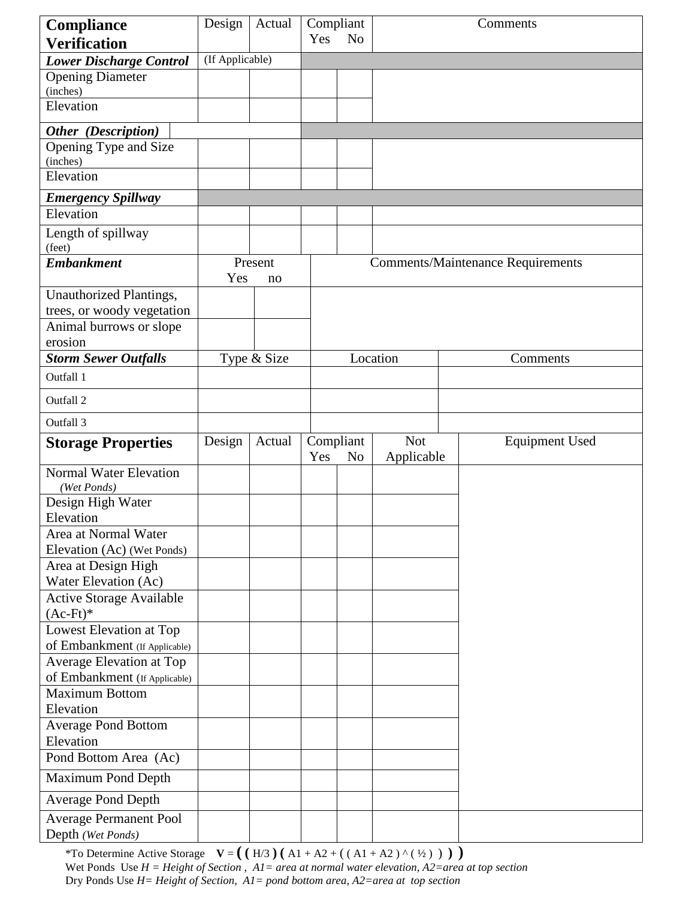| **Compliance Verification** | Design | Actual | Compliant Yes | No | Comments |
|---|---|---|---|---|---|
| ***Lower Discharge Control*** | (If Applicable) | | | | |
| Opening Diameter (inches) | | | | | |
| Elevation | | | | | |
| ***Other (Description)*** | | | | | |
| Opening Type and Size (inches) | | | | | |
| Elevation | | | | | |
| ***Emergency Spillway*** | | | | | |
| Elevation | | | | | |
| Length of spillway (feet) | | | | | |

| ***Embankment*** | Present Yes | no | Comments/Maintenance Requirements |
|---|---|---|---|
| Unauthorized Plantings, trees, or woody vegetation | | | |
| Animal burrows or slope erosion | | | |

| ***Storm Sewer Outfalls*** | Type & Size | Location | Comments |
|---|---|---|---|
| Outfall 1 | | | |
| Outfall 2 | | | |
| Outfall 3 | | | |

| **Storage Properties** | Design | Actual | Compliant Yes | No | Not Applicable | Equipment Used |
|---|---|---|---|---|---|---|
| Normal Water Elevation *(Wet Ponds)* | | | | | | |
| Design High Water Elevation | | | | | | |
| Area at Normal Water Elevation (Ac) (Wet Ponds) | | | | | | |
| Area at Design High Water Elevation (Ac) | | | | | | |
| Active Storage Available (Ac-Ft)* | | | | | | |
| Lowest Elevation at Top of Embankment (If Applicable) | | | | | | |
| Average Elevation at Top of Embankment (If Applicable) | | | | | | |
| Maximum Bottom Elevation | | | | | | |
| Average Pond Bottom Elevation | | | | | | |
| Pond Bottom Area (Ac) | | | | | | |
| Maximum Pond Depth | | | | | | |
| Average Pond Depth | | | | | | |
| Average Permanent Pool Depth *(Wet Ponds)* | | | | | | |

*To Determine Active Storage **V** = $((H/3)(A1 + A2 + ((A1 + A2)^{(1/2)})))$

Wet Ponds Use *H = Height of Section , A1= area at normal water elevation, A2=area at top section*

Dry Ponds Use *H= Height of Section, A1= pond bottom area, A2=area at top section*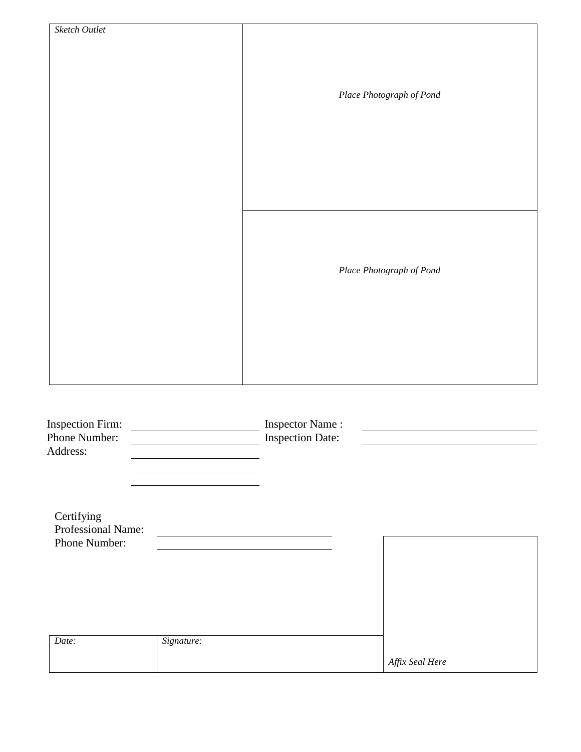| *Sketch Outlet* | *Place Photograph of Pond* |
| --- | --- |
| | *Place Photograph of Pond* |

Inspection Firm: ______________________ Inspector Name : ______________________

Phone Number: ______________________ Inspection Date: ______________________

Address: ______________________

______________________

______________________

Certifying Professional Name: ______________________

Phone Number: ______________________

| *Date:* | *Signature:* | *Affix Seal Here* |
| --- | --- | --- |